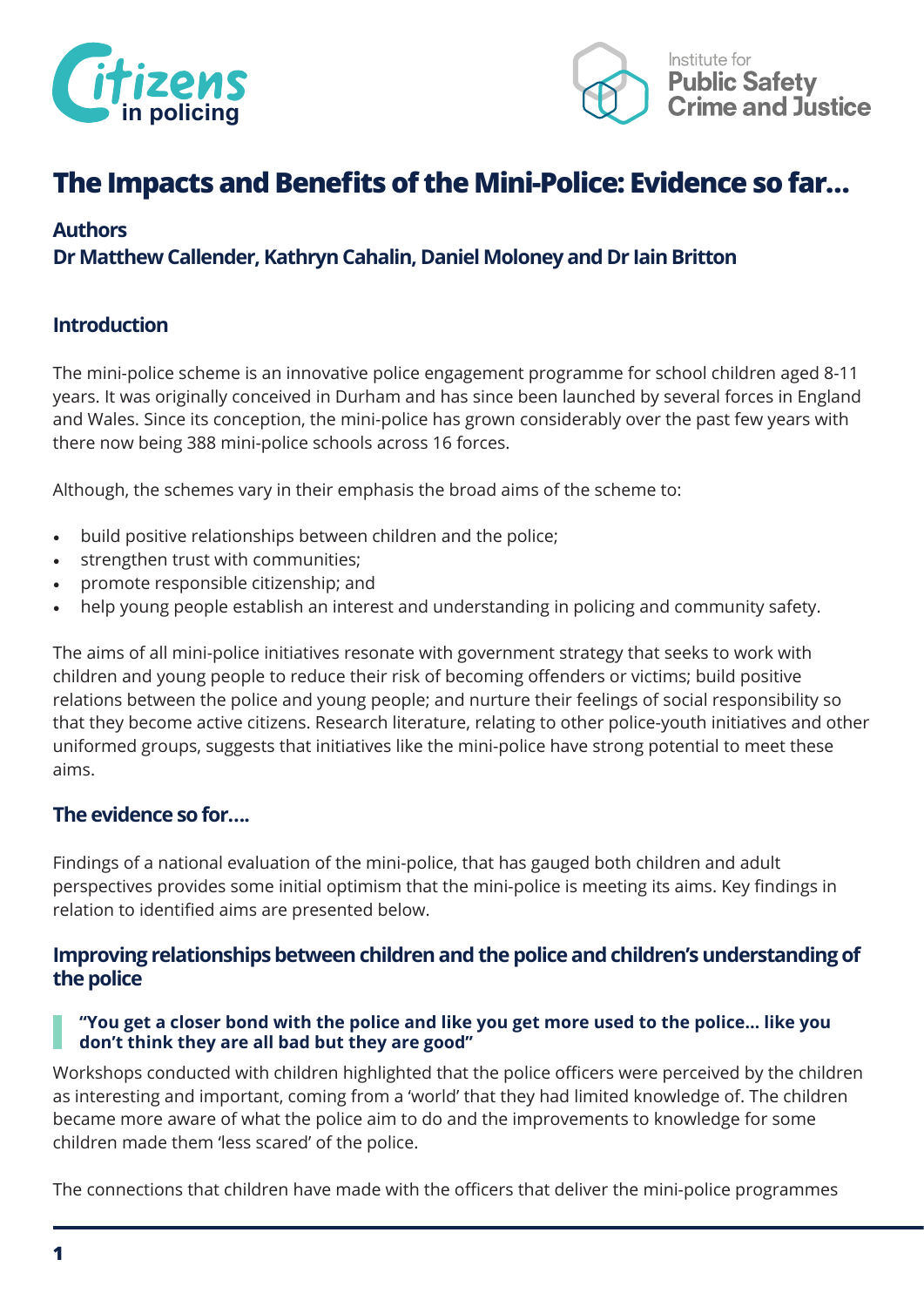# The Impacts and Benefits of the Mini-Police: Evidence so far...

**Authors**

**Dr Matthew Callender, Kathryn Cahalin, Daniel Moloney and Dr Iain Britton**

## Introduction

The mini-police scheme is an innovative police engagement programme for school children aged 8-11 years. It was originally conceived in Durham and has since been launched by several forces in England and Wales. Since its conception, the mini-police has grown considerably over the past few years with there now being 388 mini-police schools across 16 forces.

Although, the schemes vary in their emphasis the broad aims of the scheme to:

- build positive relationships between children and the police;
- strengthen trust with communities;
- promote responsible citizenship; and
- help young people establish an interest and understanding in policing and community safety.

The aims of all mini-police initiatives resonate with government strategy that seeks to work with children and young people to reduce their risk of becoming offenders or victims; build positive relations between the police and young people; and nurture their feelings of social responsibility so that they become active citizens. Research literature, relating to other police-youth initiatives and other uniformed groups, suggests that initiatives like the mini-police have strong potential to meet these aims.

## The evidence so for....

Findings of a national evaluation of the mini-police, that has gauged both children and adult perspectives provides some initial optimism that the mini-police is meeting its aims. Key findings in relation to identified aims are presented below.

### Improving relationships between children and the police and children's understanding of the police

> **"You get a closer bond with the police and like you get more used to the police... like you don't think they are all bad but they are good"**

Workshops conducted with children highlighted that the police officers were perceived by the children as interesting and important, coming from a 'world' that they had limited knowledge of. The children became more aware of what the police aim to do and the improvements to knowledge for some children made them 'less scared' of the police.

The connections that children have made with the officers that deliver the mini-police programmes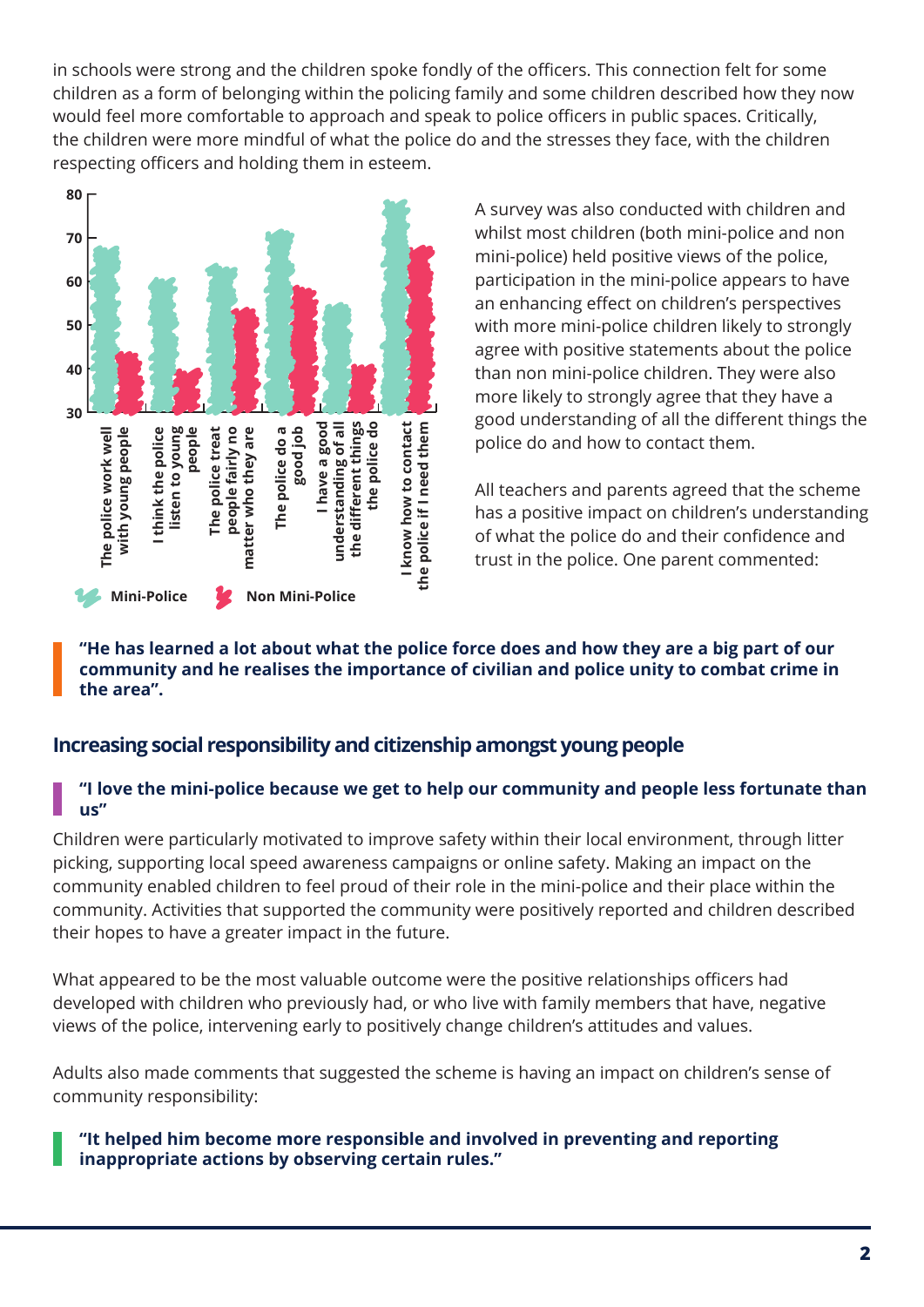in schools were strong and the children spoke fondly of the officers. This connection felt for some children as a form of belonging within the policing family and some children described how they now would feel more comfortable to approach and speak to police officers in public spaces. Critically, the children were more mindful of what the police do and the stresses they face, with the children respecting officers and holding them in esteem.

- The police work well with young people
- I think the police listen to young people
- The police treat people fairly no matter who they are
- The police do a good job
- I have a good understanding of all the different things the police do
- I know how to contact the police if I need them

Mini-Police | Non Mini-Police

A survey was also conducted with children and whilst most children (both mini-police and non mini-police) held positive views of the police, participation in the mini-police appears to have an enhancing effect on children's perspectives with more mini-police children likely to strongly agree with positive statements about the police than non mini-police children. They were also more likely to strongly agree that they have a good understanding of all the different things the police do and how to contact them.

All teachers and parents agreed that the scheme has a positive impact on children's understanding of what the police do and their confidence and trust in the police. One parent commented:

> **"He has learned a lot about what the police force does and how they are a big part of our community and he realises the importance of civilian and police unity to combat crime in the area".**

## Increasing social responsibility and citizenship amongst young people

> **"I love the mini-police because we get to help our community and people less fortunate than us"**

Children were particularly motivated to improve safety within their local environment, through litter picking, supporting local speed awareness campaigns or online safety. Making an impact on the community enabled children to feel proud of their role in the mini-police and their place within the community. Activities that supported the community were positively reported and children described their hopes to have a greater impact in the future.

What appeared to be the most valuable outcome were the positive relationships officers had developed with children who previously had, or who live with family members that have, negative views of the police, intervening early to positively change children's attitudes and values.

Adults also made comments that suggested the scheme is having an impact on children's sense of community responsibility:

> **"It helped him become more responsible and involved in preventing and reporting inappropriate actions by observing certain rules."**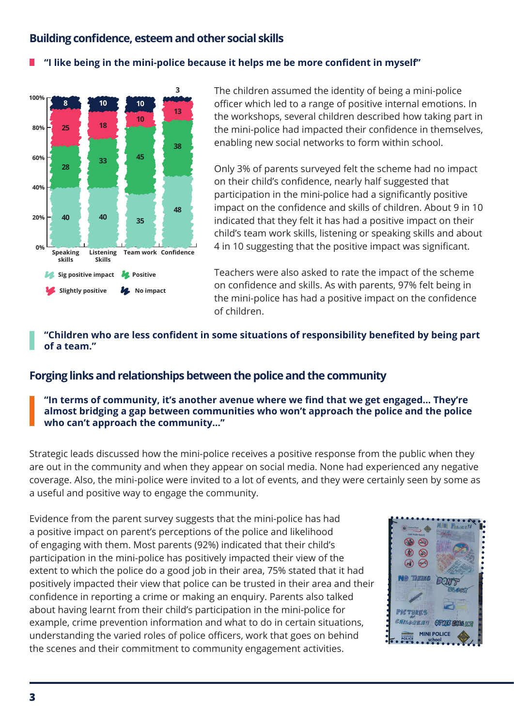## Building confidence, esteem and other social skills

**"I like being in the mini-police because it helps me be more confident in myself"**

| | Speaking skills | Listening Skills | Team work | Confidence |
|---|---|---|---|---|
| Sig positive impact | 40 | 40 | 35 | 48 |
| Positive | 28 | 33 | 45 | 38 |
| Slightly positive | 25 | 18 | 10 | 13 |
| No impact | 8 | 10 | 10 | 3 |

The children assumed the identity of being a mini-police officer which led to a range of positive internal emotions. In the workshops, several children described how taking part in the mini-police had impacted their confidence in themselves, enabling new social networks to form within school.

Only 3% of parents surveyed felt the scheme had no impact on their child's confidence, nearly half suggested that participation in the mini-police had a significantly positive impact on the confidence and skills of children. About 9 in 10 indicated that they felt it has had a positive impact on their child's team work skills, listening or speaking skills and about 4 in 10 suggesting that the positive impact was significant.

Teachers were also asked to rate the impact of the scheme on confidence and skills. As with parents, 97% felt being in the mini-police has had a positive impact on the confidence of children.

**"Children who are less confident in some situations of responsibility benefited by being part of a team."**

## Forging links and relationships between the police and the community

**"In terms of community, it's another avenue where we find that we get engaged... They're almost bridging a gap between communities who won't approach the police and the police who can't approach the community..."**

Strategic leads discussed how the mini-police receives a positive response from the public when they are out in the community and when they appear on social media. None had experienced any negative coverage. Also, the mini-police were invited to a lot of events, and they were certainly seen by some as a useful and positive way to engage the community.

Evidence from the parent survey suggests that the mini-police has had a positive impact on parent's perceptions of the police and likelihood of engaging with them. Most parents (92%) indicated that their child's participation in the mini-police has positively impacted their view of the extent to which the police do a good job in their area, 75% stated that it had positively impacted their view that police can be trusted in their area and their confidence in reporting a crime or making an enquiry. Parents also talked about having learnt from their child's participation in the mini-police for example, crime prevention information and what to do in certain situations, understanding the varied roles of police officers, work that goes on behind the scenes and their commitment to community engagement activities.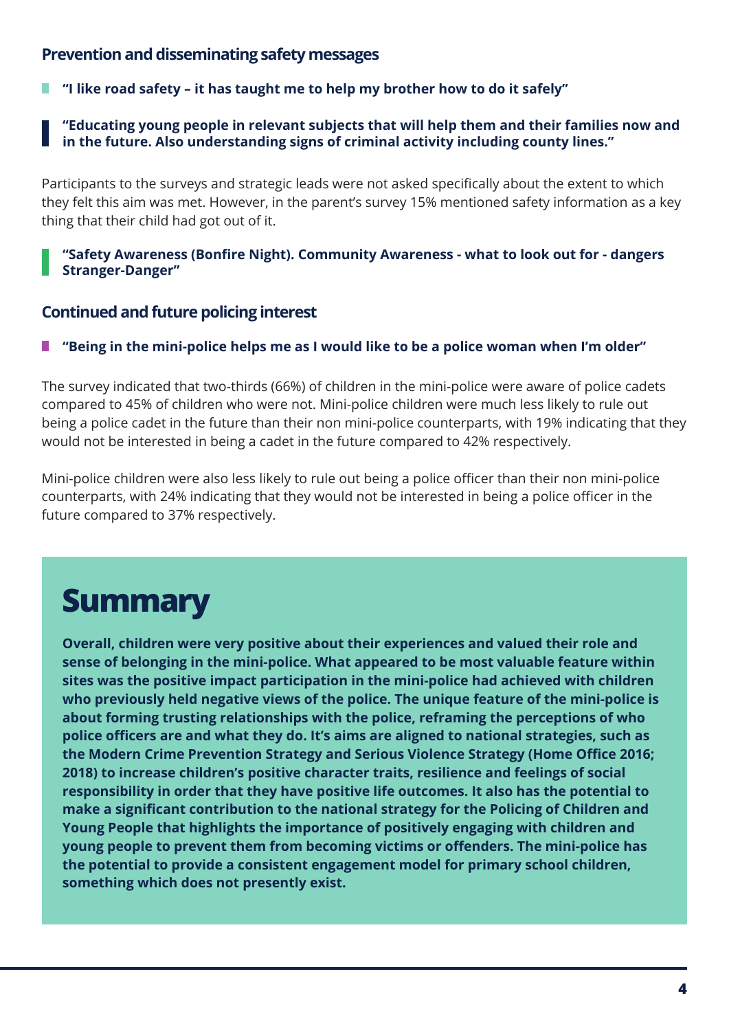### Prevention and disseminating safety messages

**"I like road safety – it has taught me to help my brother how to do it safely"**

**"Educating young people in relevant subjects that will help them and their families now and in the future. Also understanding signs of criminal activity including county lines."**

Participants to the surveys and strategic leads were not asked specifically about the extent to which they felt this aim was met. However, in the parent's survey 15% mentioned safety information as a key thing that their child had got out of it.

**"Safety Awareness (Bonfire Night). Community Awareness - what to look out for - dangers Stranger-Danger"**

### Continued and future policing interest

**"Being in the mini-police helps me as I would like to be a police woman when I'm older"**

The survey indicated that two-thirds (66%) of children in the mini-police were aware of police cadets compared to 45% of children who were not. Mini-police children were much less likely to rule out being a police cadet in the future than their non mini-police counterparts, with 19% indicating that they would not be interested in being a cadet in the future compared to 42% respectively.

Mini-police children were also less likely to rule out being a police officer than their non mini-police counterparts, with 24% indicating that they would not be interested in being a police officer in the future compared to 37% respectively.

# Summary

**Overall, children were very positive about their experiences and valued their role and sense of belonging in the mini-police. What appeared to be most valuable feature within sites was the positive impact participation in the mini-police had achieved with children who previously held negative views of the police. The unique feature of the mini-police is about forming trusting relationships with the police, reframing the perceptions of who police officers are and what they do. It's aims are aligned to national strategies, such as the Modern Crime Prevention Strategy and Serious Violence Strategy (Home Office 2016; 2018) to increase children's positive character traits, resilience and feelings of social responsibility in order that they have positive life outcomes. It also has the potential to make a significant contribution to the national strategy for the Policing of Children and Young People that highlights the importance of positively engaging with children and young people to prevent them from becoming victims or offenders. The mini-police has the potential to provide a consistent engagement model for primary school children, something which does not presently exist.**